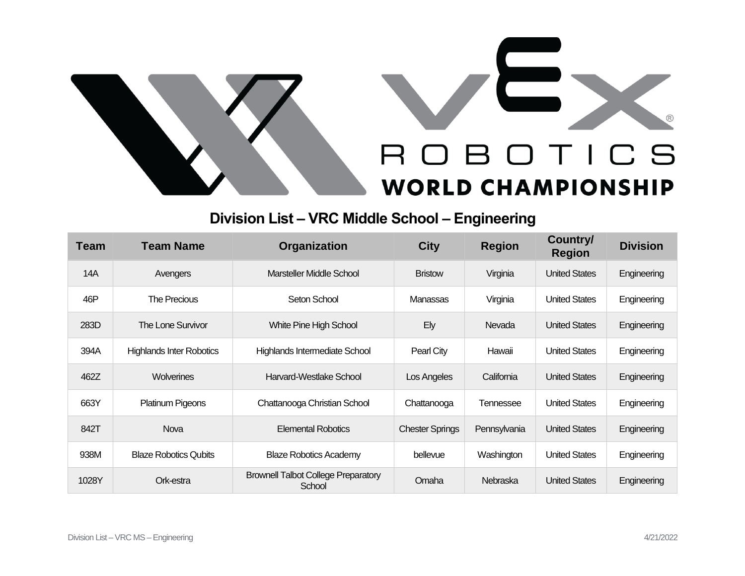# Division List – VRC Middle School – Engineering

| Team | Team Name | Organization | City | Region | Country/ Region | Division |
|---|---|---|---|---|---|---|
| 14A | Avengers | Marsteller Middle School | Bristow | Virginia | United States | Engineering |
| 46P | The Precious | Seton School | Manassas | Virginia | United States | Engineering |
| 283D | The Lone Survivor | White Pine High School | Ely | Nevada | United States | Engineering |
| 394A | Highlands Inter Robotics | Highlands Intermediate School | Pearl City | Hawaii | United States | Engineering |
| 462Z | Wolverines | Harvard-Westlake School | Los Angeles | California | United States | Engineering |
| 663Y | Platinum Pigeons | Chattanooga Christian School | Chattanooga | Tennessee | United States | Engineering |
| 842T | Nova | Elemental Robotics | Chester Springs | Pennsylvania | United States | Engineering |
| 938M | Blaze Robotics Qubits | Blaze Robotics Academy | bellevue | Washington | United States | Engineering |
| 1028Y | Ork-estra | Brownell Talbot College Preparatory School | Omaha | Nebraska | United States | Engineering |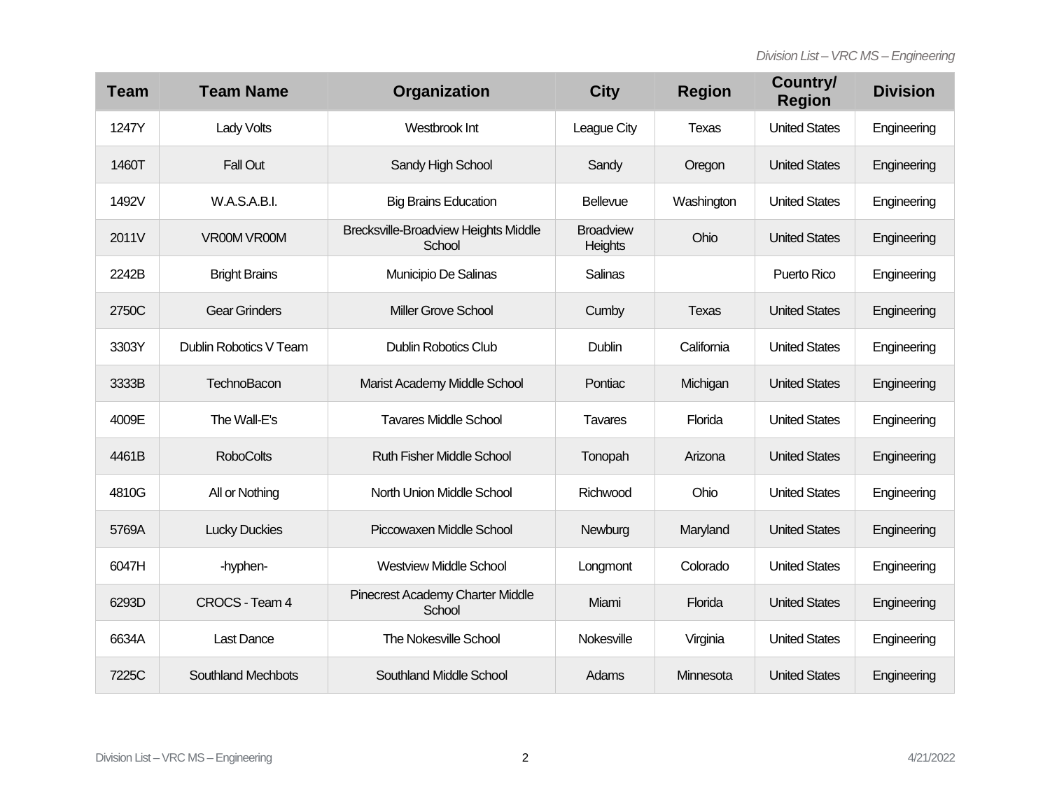| Team | Team Name | Organization | City | Region | Country/ Region | Division |
|---|---|---|---|---|---|---|
| 1247Y | Lady Volts | Westbrook Int | League City | Texas | United States | Engineering |
| 1460T | Fall Out | Sandy High School | Sandy | Oregon | United States | Engineering |
| 1492V | W.A.S.A.B.I. | Big Brains Education | Bellevue | Washington | United States | Engineering |
| 2011V | VR00M VR00M | Brecksville-Broadview Heights Middle School | Broadview Heights | Ohio | United States | Engineering |
| 2242B | Bright Brains | Municipio De Salinas | Salinas | | Puerto Rico | Engineering |
| 2750C | Gear Grinders | Miller Grove School | Cumby | Texas | United States | Engineering |
| 3303Y | Dublin Robotics V Team | Dublin Robotics Club | Dublin | California | United States | Engineering |
| 3333B | TechnoBacon | Marist Academy Middle School | Pontiac | Michigan | United States | Engineering |
| 4009E | The Wall-E's | Tavares Middle School | Tavares | Florida | United States | Engineering |
| 4461B | RoboColts | Ruth Fisher Middle School | Tonopah | Arizona | United States | Engineering |
| 4810G | All or Nothing | North Union Middle School | Richwood | Ohio | United States | Engineering |
| 5769A | Lucky Duckies | Piccowaxen Middle School | Newburg | Maryland | United States | Engineering |
| 6047H | -hyphen- | Westview Middle School | Longmont | Colorado | United States | Engineering |
| 6293D | CROCS - Team 4 | Pinecrest Academy Charter Middle School | Miami | Florida | United States | Engineering |
| 6634A | Last Dance | The Nokesville School | Nokesville | Virginia | United States | Engineering |
| 7225C | Southland Mechbots | Southland Middle School | Adams | Minnesota | United States | Engineering |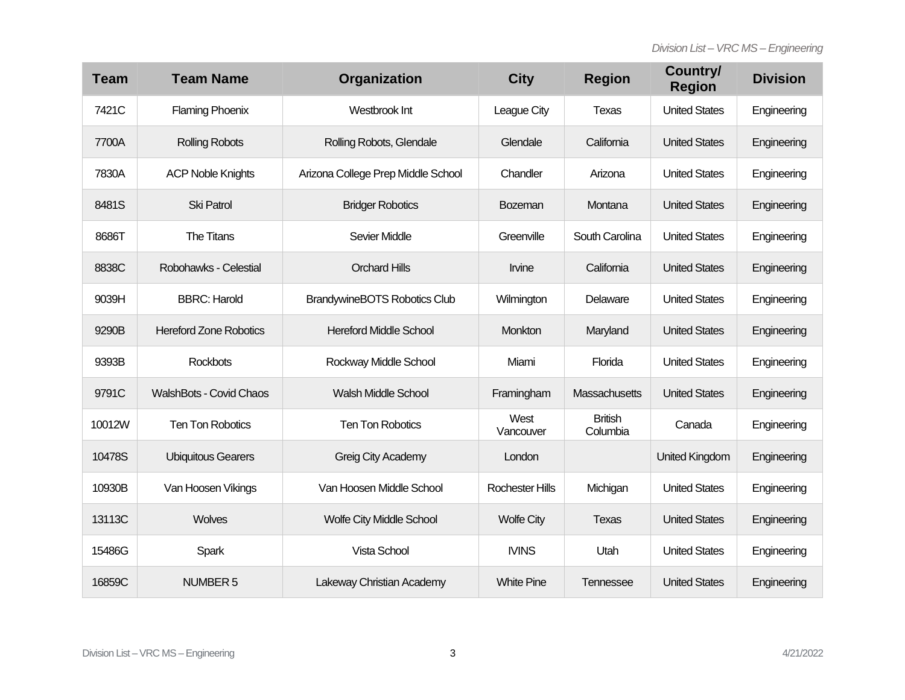| Team | Team Name | Organization | City | Region | Country/ Region | Division |
| --- | --- | --- | --- | --- | --- | --- |
| 7421C | Flaming Phoenix | Westbrook Int | League City | Texas | United States | Engineering |
| 7700A | Rolling Robots | Rolling Robots, Glendale | Glendale | California | United States | Engineering |
| 7830A | ACP Noble Knights | Arizona College Prep Middle School | Chandler | Arizona | United States | Engineering |
| 8481S | Ski Patrol | Bridger Robotics | Bozeman | Montana | United States | Engineering |
| 8686T | The Titans | Sevier Middle | Greenville | South Carolina | United States | Engineering |
| 8838C | Robohawks - Celestial | Orchard Hills | Irvine | California | United States | Engineering |
| 9039H | BBRC: Harold | BrandywineBOTS Robotics Club | Wilmington | Delaware | United States | Engineering |
| 9290B | Hereford Zone Robotics | Hereford Middle School | Monkton | Maryland | United States | Engineering |
| 9393B | Rockbots | Rockway Middle School | Miami | Florida | United States | Engineering |
| 9791C | WalshBots - Covid Chaos | Walsh Middle School | Framingham | Massachusetts | United States | Engineering |
| 10012W | Ten Ton Robotics | Ten Ton Robotics | West Vancouver | British Columbia | Canada | Engineering |
| 10478S | Ubiquitous Gearers | Greig City Academy | London | | United Kingdom | Engineering |
| 10930B | Van Hoosen Vikings | Van Hoosen Middle School | Rochester Hills | Michigan | United States | Engineering |
| 13113C | Wolves | Wolfe City Middle School | Wolfe City | Texas | United States | Engineering |
| 15486G | Spark | Vista School | IVINS | Utah | United States | Engineering |
| 16859C | NUMBER 5 | Lakeway Christian Academy | White Pine | Tennessee | United States | Engineering |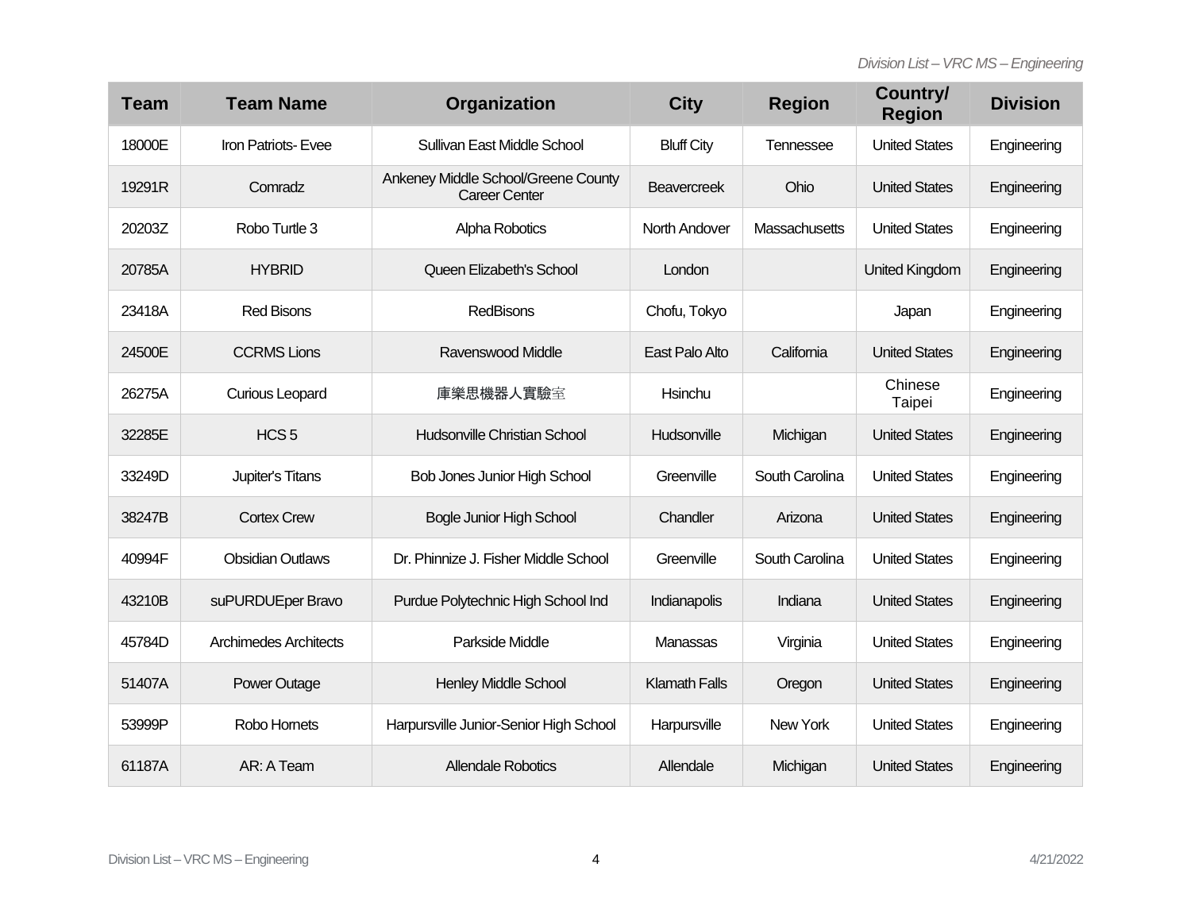| Team | Team Name | Organization | City | Region | Country/ Region | Division |
|---|---|---|---|---|---|---|
| 18000E | Iron Patriots- Evee | Sullivan East Middle School | Bluff City | Tennessee | United States | Engineering |
| 19291R | Comradz | Ankeney Middle School/Greene County Career Center | Beavercreek | Ohio | United States | Engineering |
| 20203Z | Robo Turtle 3 | Alpha Robotics | North Andover | Massachusetts | United States | Engineering |
| 20785A | HYBRID | Queen Elizabeth's School | London | | United Kingdom | Engineering |
| 23418A | Red Bisons | RedBisons | Chofu, Tokyo | | Japan | Engineering |
| 24500E | CCRMS Lions | Ravenswood Middle | East Palo Alto | California | United States | Engineering |
| 26275A | Curious Leopard | 庫樂思機器人實驗室 | Hsinchu | | Chinese Taipei | Engineering |
| 32285E | HCS 5 | Hudsonville Christian School | Hudsonville | Michigan | United States | Engineering |
| 33249D | Jupiter's Titans | Bob Jones Junior High School | Greenville | South Carolina | United States | Engineering |
| 38247B | Cortex Crew | Bogle Junior High School | Chandler | Arizona | United States | Engineering |
| 40994F | Obsidian Outlaws | Dr. Phinnize J. Fisher Middle School | Greenville | South Carolina | United States | Engineering |
| 43210B | suPURDUEper Bravo | Purdue Polytechnic High School Ind | Indianapolis | Indiana | United States | Engineering |
| 45784D | Archimedes Architects | Parkside Middle | Manassas | Virginia | United States | Engineering |
| 51407A | Power Outage | Henley Middle School | Klamath Falls | Oregon | United States | Engineering |
| 53999P | Robo Hornets | Harpursville Junior-Senior High School | Harpursville | New York | United States | Engineering |
| 61187A | AR: A Team | Allendale Robotics | Allendale | Michigan | United States | Engineering |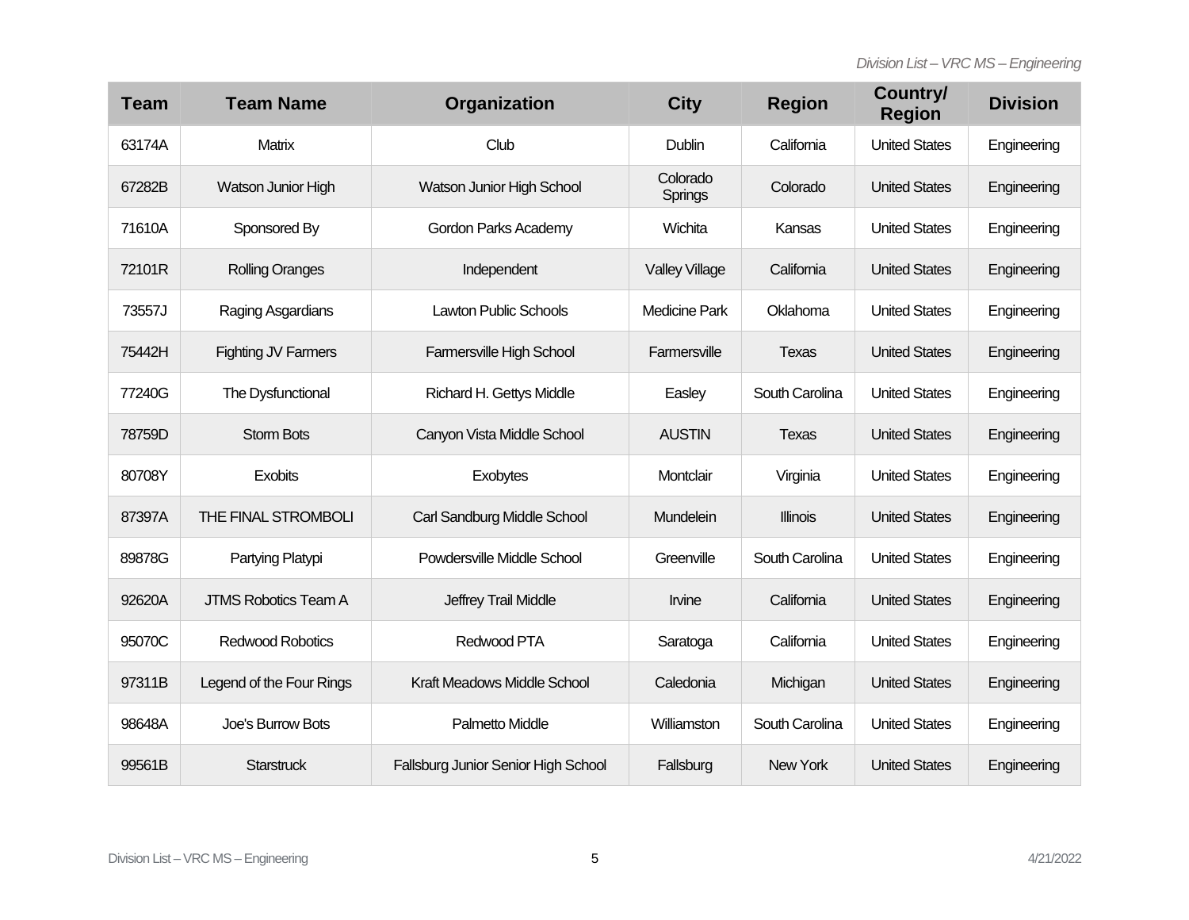| Team | Team Name | Organization | City | Region | Country/ Region | Division |
|---|---|---|---|---|---|---|
| 63174A | Matrix | Club | Dublin | California | United States | Engineering |
| 67282B | Watson Junior High | Watson Junior High School | Colorado Springs | Colorado | United States | Engineering |
| 71610A | Sponsored By | Gordon Parks Academy | Wichita | Kansas | United States | Engineering |
| 72101R | Rolling Oranges | Independent | Valley Village | California | United States | Engineering |
| 73557J | Raging Asgardians | Lawton Public Schools | Medicine Park | Oklahoma | United States | Engineering |
| 75442H | Fighting JV Farmers | Farmersville High School | Farmersville | Texas | United States | Engineering |
| 77240G | The Dysfunctional | Richard H. Gettys Middle | Easley | South Carolina | United States | Engineering |
| 78759D | Storm Bots | Canyon Vista Middle School | AUSTIN | Texas | United States | Engineering |
| 80708Y | Exobits | Exobytes | Montclair | Virginia | United States | Engineering |
| 87397A | THE FINAL STROMBOLI | Carl Sandburg Middle School | Mundelein | Illinois | United States | Engineering |
| 89878G | Partying Platypi | Powdersville Middle School | Greenville | South Carolina | United States | Engineering |
| 92620A | JTMS Robotics Team A | Jeffrey Trail Middle | Irvine | California | United States | Engineering |
| 95070C | Redwood Robotics | Redwood PTA | Saratoga | California | United States | Engineering |
| 97311B | Legend of the Four Rings | Kraft Meadows Middle School | Caledonia | Michigan | United States | Engineering |
| 98648A | Joe's Burrow Bots | Palmetto Middle | Williamston | South Carolina | United States | Engineering |
| 99561B | Starstruck | Fallsburg Junior Senior High School | Fallsburg | New York | United States | Engineering |